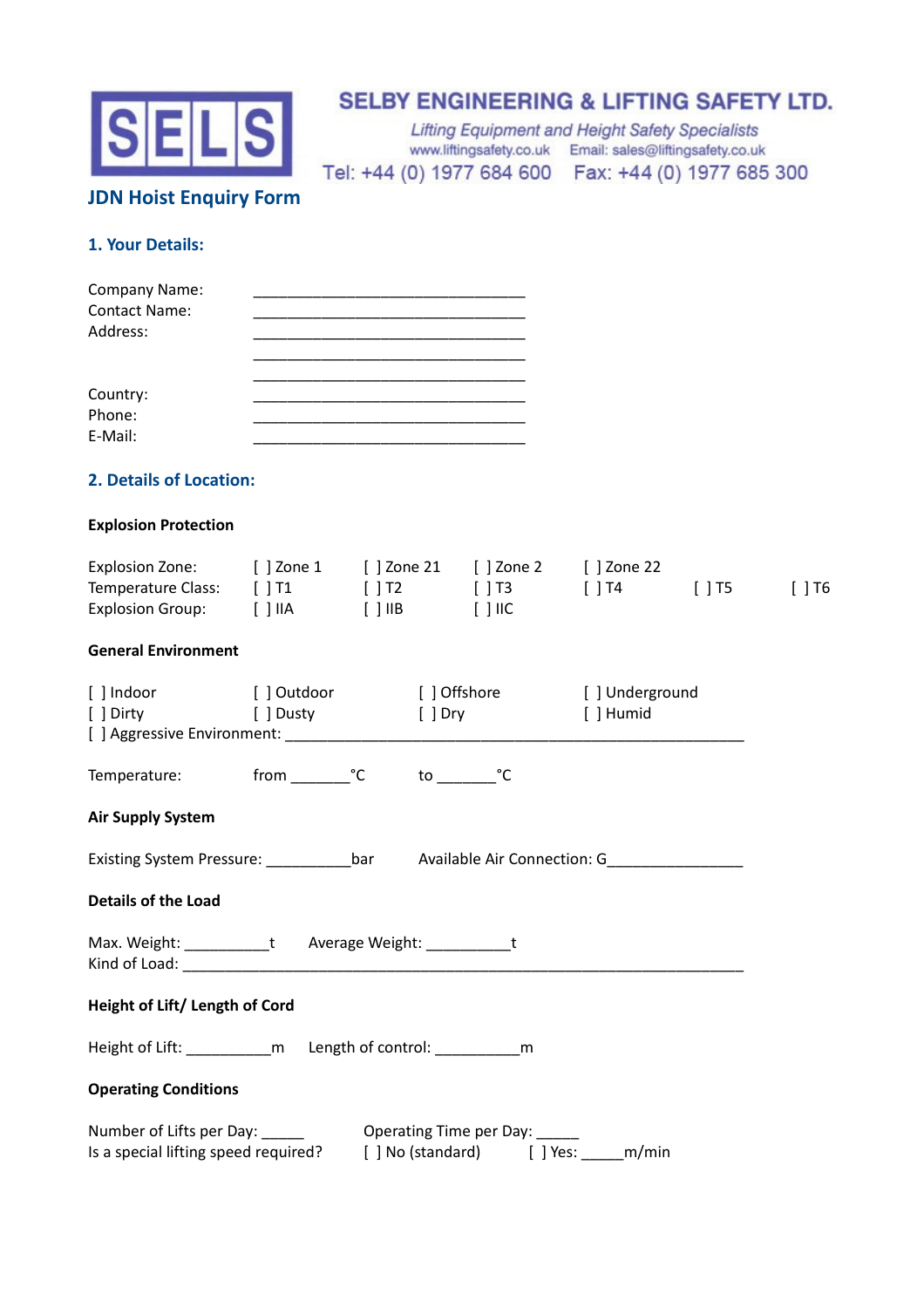SELS

# SELBY ENGINEERING & LIFTING SAFETY LTD.

*Lifting Equipment and Height Safety Specialists*

www.liftingsafety.co.uk Email: sales@liftingsafety.co.uk

Tel: +44 (0) 1977 684 600 Fax: +44 (0) 1977 685 300

## JDN Hoist Enquiry Form

### 1. Your Details:

Company Name: ________________________________
Contact Name: ________________________________
Address: ________________________________
________________________________
________________________________
Country: ________________________________
Phone: ________________________________
E-Mail: ________________________________

### 2. Details of Location:

**Explosion Protection**

| | | | | | | |
|---|---|---|---|---|---|---|
| Explosion Zone: | [ ] Zone 1 | [ ] Zone 21 | [ ] Zone 2 | [ ] Zone 22 | | |
| Temperature Class: | [ ] T1 | [ ] T2 | [ ] T3 | [ ] T4 | [ ] T5 | [ ] T6 |
| Explosion Group: | [ ] IIA | [ ] IIB | [ ] IIC | | | |

**General Environment**

[ ] Indoor [ ] Outdoor [ ] Offshore [ ] Underground
[ ] Dirty [ ] Dusty [ ] Dry [ ] Humid
[ ] Aggressive Environment: ____________________________________________________

Temperature: from _______°C to _______°C

**Air Supply System**

Existing System Pressure: __________bar Available Air Connection: G________________

**Details of the Load**

Max. Weight: __________t Average Weight: __________t
Kind of Load: _________________________________________________________________

**Height of Lift/ Length of Cord**

Height of Lift: __________m Length of control: __________m

**Operating Conditions**

Number of Lifts per Day: _____ Operating Time per Day: _____
Is a special lifting speed required? [ ] No (standard) [ ] Yes: _____m/min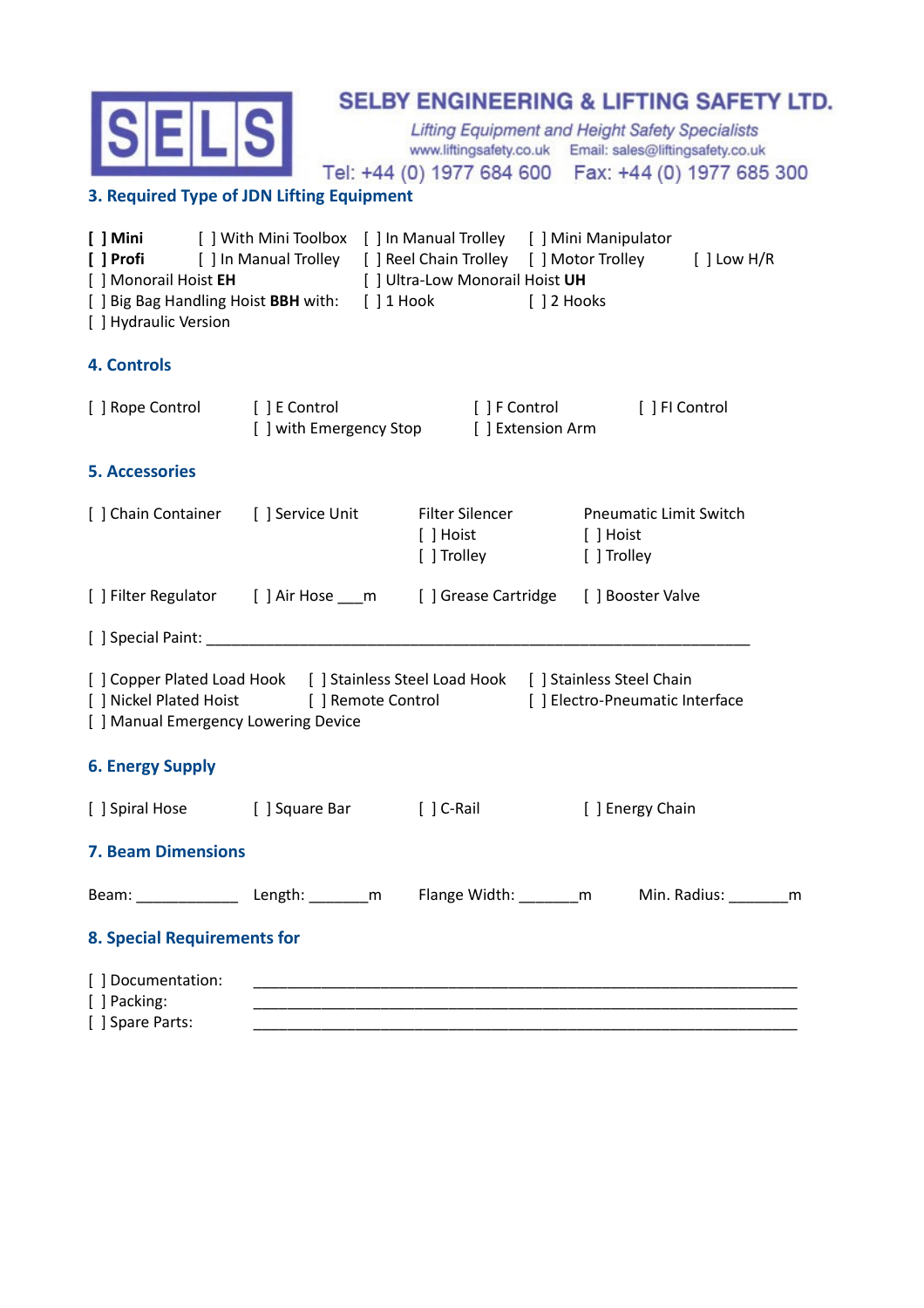SELBY ENGINEERING & LIFTING SAFETY LTD.

*Lifting Equipment and Height Safety Specialists*

www.liftingsafety.co.uk Email: sales@liftingsafety.co.uk

Tel: +44 (0) 1977 684 600 Fax: +44 (0) 1977 685 300

### 3. Required Type of JDN Lifting Equipment

**[ ] Mini** [ ] With Mini Toolbox [ ] In Manual Trolley [ ] Mini Manipulator
**[ ] Profi** [ ] In Manual Trolley [ ] Reel Chain Trolley [ ] Motor Trolley [ ] Low H/R
[ ] Monorail Hoist **EH** [ ] Ultra-Low Monorail Hoist **UH**
[ ] Big Bag Handling Hoist **BBH** with: [ ] 1 Hook [ ] 2 Hooks
[ ] Hydraulic Version

### 4. Controls

[ ] Rope Control [ ] E Control [ ] F Control [ ] FI Control
[ ] with Emergency Stop [ ] Extension Arm

### 5. Accessories

[ ] Chain Container [ ] Service Unit

Filter Silencer
[ ] Hoist
[ ] Trolley

Pneumatic Limit Switch
[ ] Hoist
[ ] Trolley

[ ] Filter Regulator [ ] Air Hose ___m [ ] Grease Cartridge [ ] Booster Valve

[ ] Special Paint: ______________________________________________________________

[ ] Copper Plated Load Hook [ ] Stainless Steel Load Hook [ ] Stainless Steel Chain
[ ] Nickel Plated Hoist [ ] Remote Control [ ] Electro-Pneumatic Interface
[ ] Manual Emergency Lowering Device

### 6. Energy Supply

[ ] Spiral Hose [ ] Square Bar [ ] C-Rail [ ] Energy Chain

### 7. Beam Dimensions

Beam: ____________ Length: _______m Flange Width: _______m Min. Radius: _______m

### 8. Special Requirements for

[ ] Documentation: ______________________________________________________________
[ ] Packing: ______________________________________________________________
[ ] Spare Parts: ______________________________________________________________